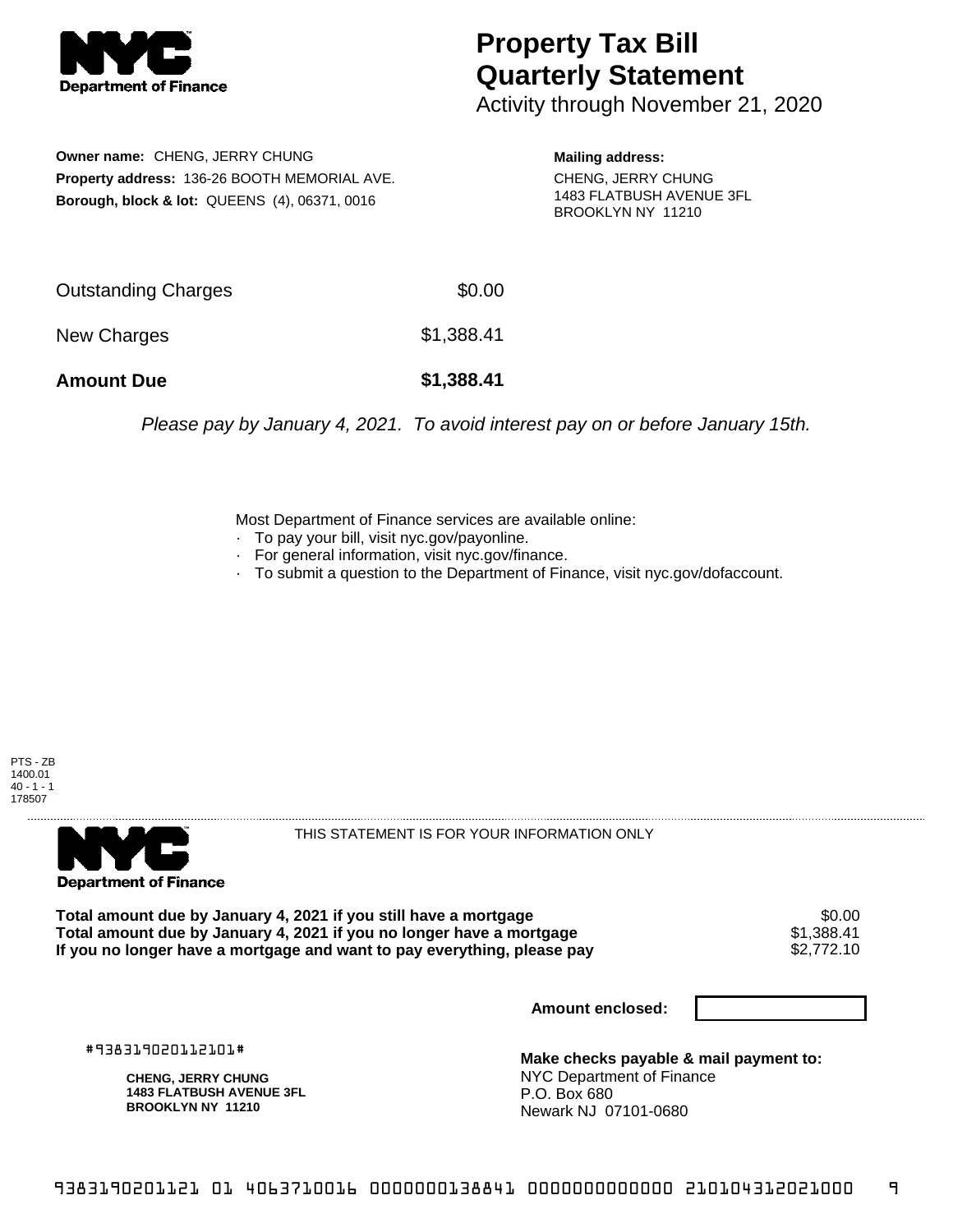**NYC Department of Finance**

# Property Tax Bill Quarterly Statement

Activity through November 21, 2020

**Owner name:** CHENG, JERRY CHUNG
**Property address:** 136-26 BOOTH MEMORIAL AVE.
**Borough, block & lot:** QUEENS (4), 06371, 0016

**Mailing address:**
CHENG, JERRY CHUNG
1483 FLATBUSH AVENUE 3FL
BROOKLYN NY 11210

| | |
|---|---|
| Outstanding Charges | $0.00 |
| New Charges | $1,388.41 |
| **Amount Due** | **$1,388.41** |

*Please pay by January 4, 2021. To avoid interest pay on or before January 15th.*

Most Department of Finance services are available online:
- To pay your bill, visit nyc.gov/payonline.
- For general information, visit nyc.gov/finance.
- To submit a question to the Department of Finance, visit nyc.gov/dofaccount.

PTS - ZB
1400.01
40 - 1 - 1
178507

**NYC Department of Finance**

THIS STATEMENT IS FOR YOUR INFORMATION ONLY

| | |
|---|---|
| **Total amount due by January 4, 2021 if you still have a mortgage** | $0.00 |
| **Total amount due by January 4, 2021 if you no longer have a mortgage** | $1,388.41 |
| **If you no longer have a mortgage and want to pay everything, please pay** | $2,772.10 |

**Amount enclosed:**

#938319020112101#

**CHENG, JERRY CHUNG**
**1483 FLATBUSH AVENUE 3FL**
**BROOKLYN NY 11210**

**Make checks payable & mail payment to:**
NYC Department of Finance
P.O. Box 680
Newark NJ 07101-0680

9383190201121 01 4063710016 0000000138841 0000000000000 210104312021000 9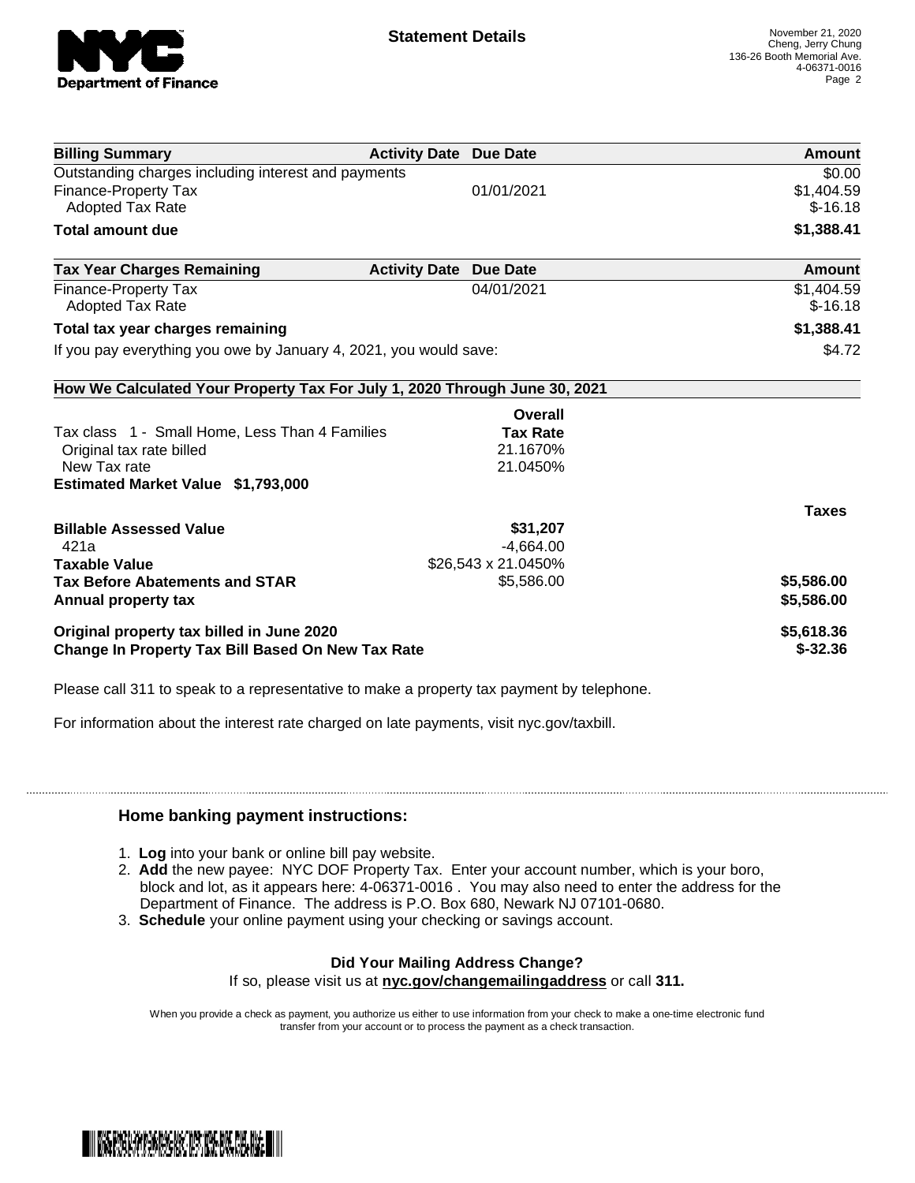## Statement Details

November 21, 2020
Cheng, Jerry Chung
136-26 Booth Memorial Ave.
4-06371-0016

| Billing Summary | Activity Date | Due Date | Amount |
| --- | --- | --- | --- |
| Outstanding charges including interest and payments | | | $0.00 |
| Finance-Property Tax | | 01/01/2021 | $1,404.59 |
| Adopted Tax Rate | | | $-16.18 |
| **Total amount due** | | | **$1,388.41** |

| Tax Year Charges Remaining | Activity Date | Due Date | Amount |
| --- | --- | --- | --- |
| Finance-Property Tax | | 04/01/2021 | $1,404.59 |
| Adopted Tax Rate | | | $-16.18 |
| **Total tax year charges remaining** | | | **$1,388.41** |
| If you pay everything you owe by January 4, 2021, you would save: | | | $4.72 |

### How We Calculated Your Property Tax For July 1, 2020 Through June 30, 2021

| | Overall Tax Rate | Taxes |
| --- | --- | --- |
| Tax class 1 - Small Home, Less Than 4 Families | | |
| Original tax rate billed | 21.1670% | |
| New Tax rate | 21.0450% | |
| **Estimated Market Value $1,793,000** | | |
| **Billable Assessed Value** | **$31,207** | |
| 421a | -4,664.00 | |
| **Taxable Value** | $26,543 x 21.0450% | |
| **Tax Before Abatements and STAR** | $5,586.00 | **$5,586.00** |
| **Annual property tax** | | **$5,586.00** |
| **Original property tax billed in June 2020** | | **$5,618.36** |
| **Change In Property Tax Bill Based On New Tax Rate** | | **$-32.36** |

Please call 311 to speak to a representative to make a property tax payment by telephone.

For information about the interest rate charged on late payments, visit nyc.gov/taxbill.

### Home banking payment instructions:

1. **Log** into your bank or online bill pay website.
2. **Add** the new payee: NYC DOF Property Tax. Enter your account number, which is your boro, block and lot, as it appears here: 4-06371-0016 . You may also need to enter the address for the Department of Finance. The address is P.O. Box 680, Newark NJ 07101-0680.
3. **Schedule** your online payment using your checking or savings account.

**Did Your Mailing Address Change?**

If so, please visit us at **nyc.gov/changemailingaddress** or call **311.**

When you provide a check as payment, you authorize us either to use information from your check to make a one-time electronic fund transfer from your account or to process the payment as a check transaction.